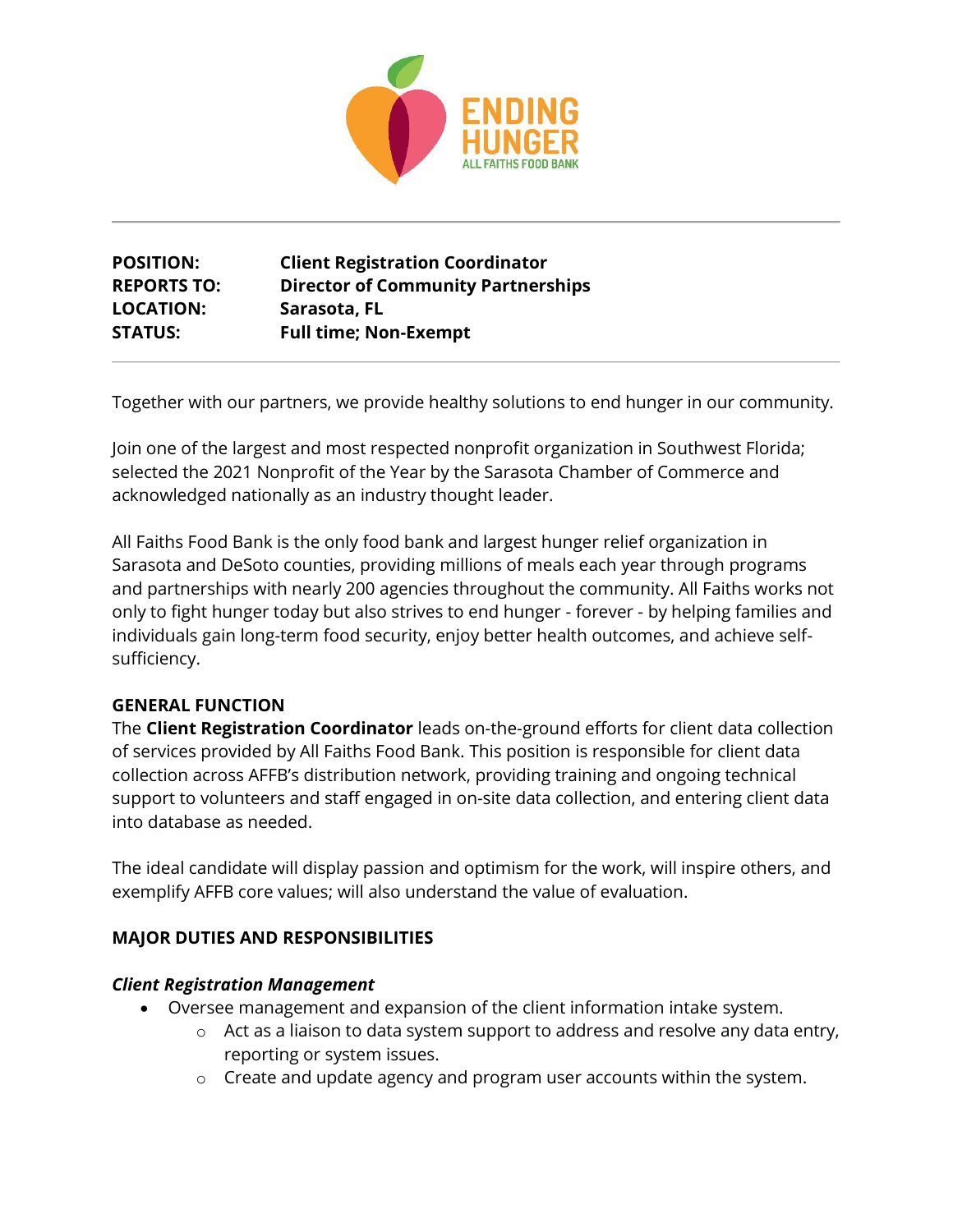ENDING HUNGER
ALL FAITHS FOOD BANK

---

**POSITION:** **Client Registration Coordinator**
**REPORTS TO:** **Director of Community Partnerships**
**LOCATION:** **Sarasota, FL**
**STATUS:** **Full time; Non-Exempt**

---

Together with our partners, we provide healthy solutions to end hunger in our community.

Join one of the largest and most respected nonprofit organization in Southwest Florida; selected the 2021 Nonprofit of the Year by the Sarasota Chamber of Commerce and acknowledged nationally as an industry thought leader.

All Faiths Food Bank is the only food bank and largest hunger relief organization in Sarasota and DeSoto counties, providing millions of meals each year through programs and partnerships with nearly 200 agencies throughout the community. All Faiths works not only to fight hunger today but also strives to end hunger - forever - by helping families and individuals gain long-term food security, enjoy better health outcomes, and achieve self-sufficiency.

**GENERAL FUNCTION**

The **Client Registration Coordinator** leads on-the-ground efforts for client data collection of services provided by All Faiths Food Bank. This position is responsible for client data collection across AFFB's distribution network, providing training and ongoing technical support to volunteers and staff engaged in on-site data collection, and entering client data into database as needed.

The ideal candidate will display passion and optimism for the work, will inspire others, and exemplify AFFB core values; will also understand the value of evaluation.

**MAJOR DUTIES AND RESPONSIBILITIES**

***Client Registration Management***

- Oversee management and expansion of the client information intake system.
    - Act as a liaison to data system support to address and resolve any data entry, reporting or system issues.
    - Create and update agency and program user accounts within the system.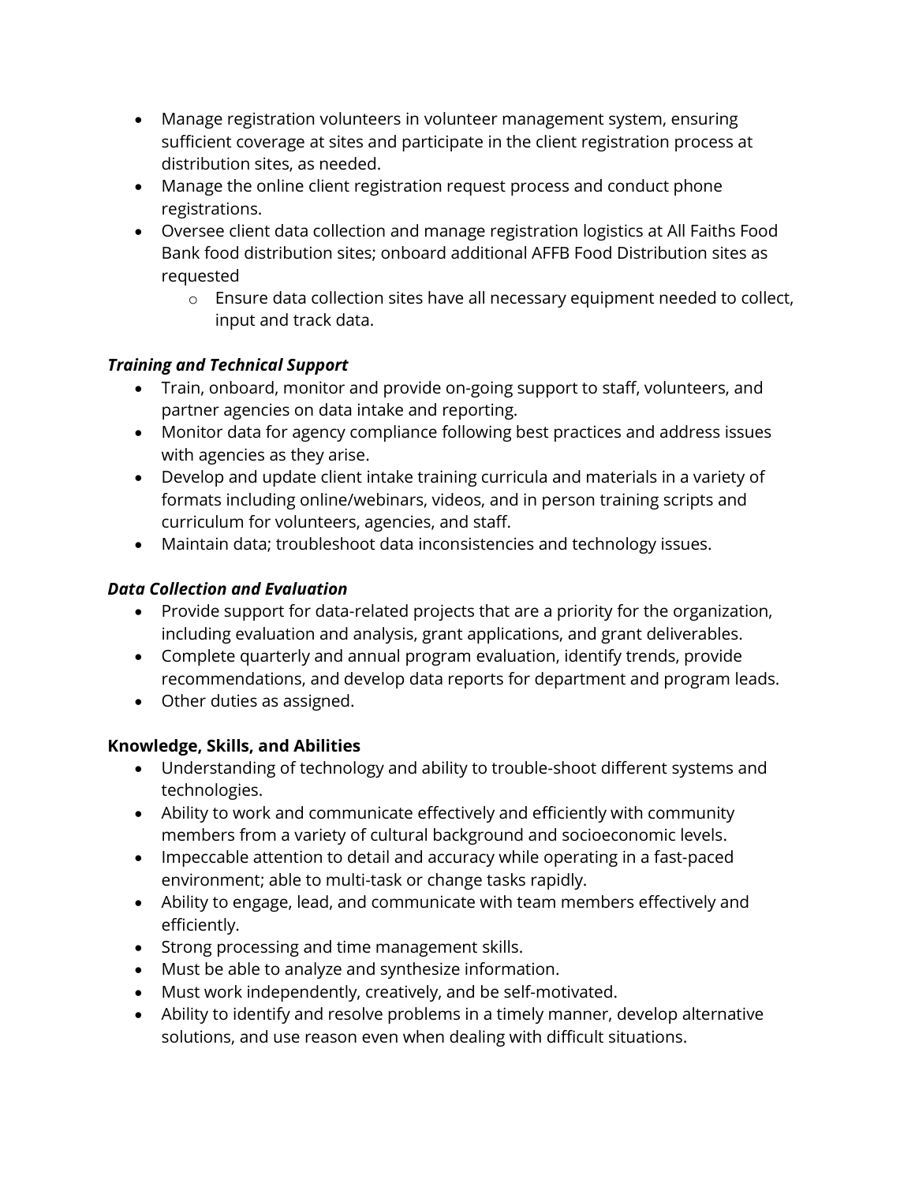- Manage registration volunteers in volunteer management system, ensuring sufficient coverage at sites and participate in the client registration process at distribution sites, as needed.
- Manage the online client registration request process and conduct phone registrations.
- Oversee client data collection and manage registration logistics at All Faiths Food Bank food distribution sites; onboard additional AFFB Food Distribution sites as requested
  - Ensure data collection sites have all necessary equipment needed to collect, input and track data.

### *Training and Technical Support*

- Train, onboard, monitor and provide on-going support to staff, volunteers, and partner agencies on data intake and reporting.
- Monitor data for agency compliance following best practices and address issues with agencies as they arise.
- Develop and update client intake training curricula and materials in a variety of formats including online/webinars, videos, and in person training scripts and curriculum for volunteers, agencies, and staff.
- Maintain data; troubleshoot data inconsistencies and technology issues.

### *Data Collection and Evaluation*

- Provide support for data-related projects that are a priority for the organization, including evaluation and analysis, grant applications, and grant deliverables.
- Complete quarterly and annual program evaluation, identify trends, provide recommendations, and develop data reports for department and program leads.
- Other duties as assigned.

## Knowledge, Skills, and Abilities

- Understanding of technology and ability to trouble-shoot different systems and technologies.
- Ability to work and communicate effectively and efficiently with community members from a variety of cultural background and socioeconomic levels.
- Impeccable attention to detail and accuracy while operating in a fast-paced environment; able to multi-task or change tasks rapidly.
- Ability to engage, lead, and communicate with team members effectively and efficiently.
- Strong processing and time management skills.
- Must be able to analyze and synthesize information.
- Must work independently, creatively, and be self-motivated.
- Ability to identify and resolve problems in a timely manner, develop alternative solutions, and use reason even when dealing with difficult situations.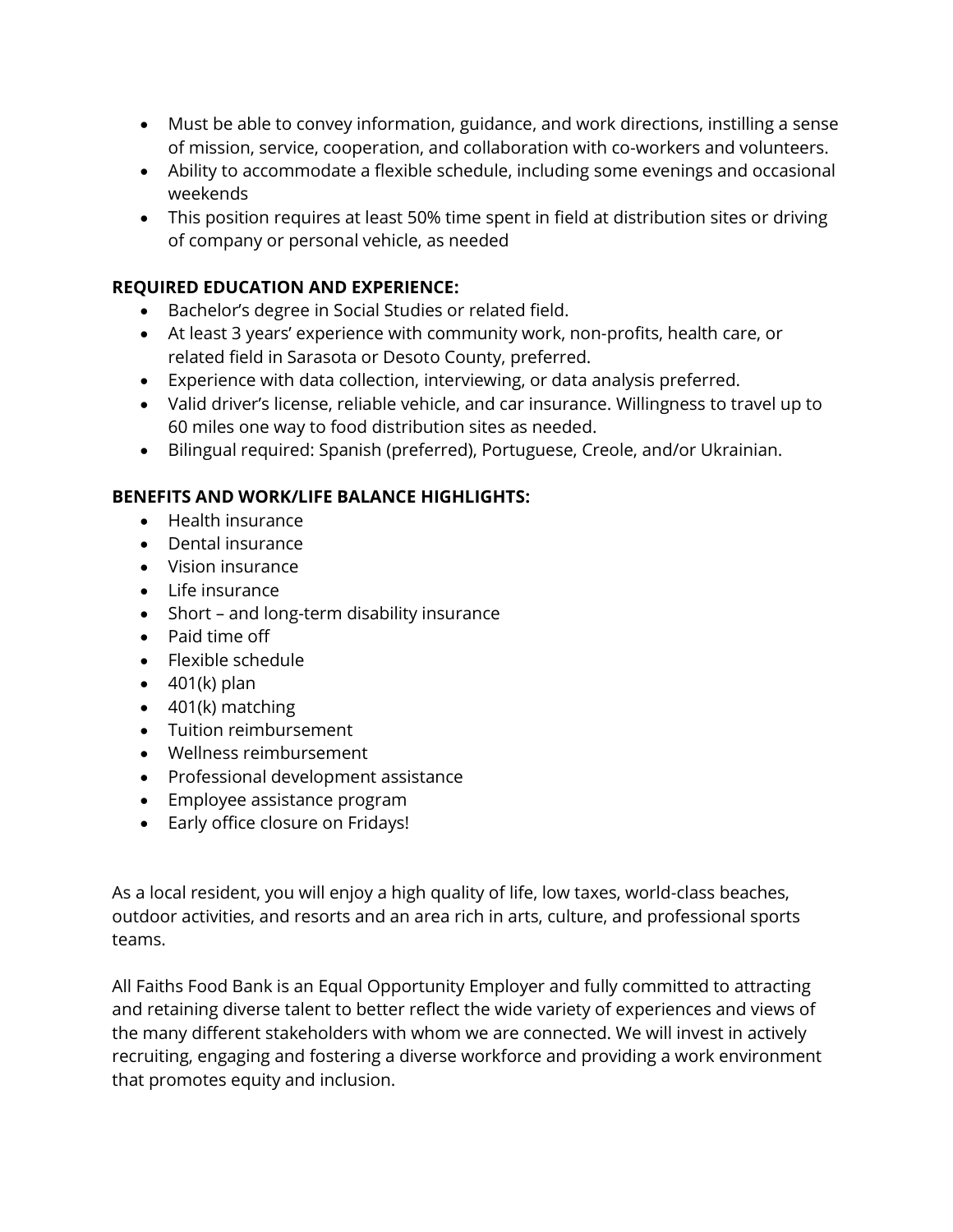- Must be able to convey information, guidance, and work directions, instilling a sense of mission, service, cooperation, and collaboration with co-workers and volunteers.
- Ability to accommodate a flexible schedule, including some evenings and occasional weekends
- This position requires at least 50% time spent in field at distribution sites or driving of company or personal vehicle, as needed

**REQUIRED EDUCATION AND EXPERIENCE:**

- Bachelor's degree in Social Studies or related field.
- At least 3 years' experience with community work, non-profits, health care, or related field in Sarasota or Desoto County, preferred.
- Experience with data collection, interviewing, or data analysis preferred.
- Valid driver's license, reliable vehicle, and car insurance. Willingness to travel up to 60 miles one way to food distribution sites as needed.
- Bilingual required: Spanish (preferred), Portuguese, Creole, and/or Ukrainian.

**BENEFITS AND WORK/LIFE BALANCE HIGHLIGHTS:**

- Health insurance
- Dental insurance
- Vision insurance
- Life insurance
- Short – and long-term disability insurance
- Paid time off
- Flexible schedule
- 401(k) plan
- 401(k) matching
- Tuition reimbursement
- Wellness reimbursement
- Professional development assistance
- Employee assistance program
- Early office closure on Fridays!

As a local resident, you will enjoy a high quality of life, low taxes, world-class beaches, outdoor activities, and resorts and an area rich in arts, culture, and professional sports teams.

All Faiths Food Bank is an Equal Opportunity Employer and fully committed to attracting and retaining diverse talent to better reflect the wide variety of experiences and views of the many different stakeholders with whom we are connected. We will invest in actively recruiting, engaging and fostering a diverse workforce and providing a work environment that promotes equity and inclusion.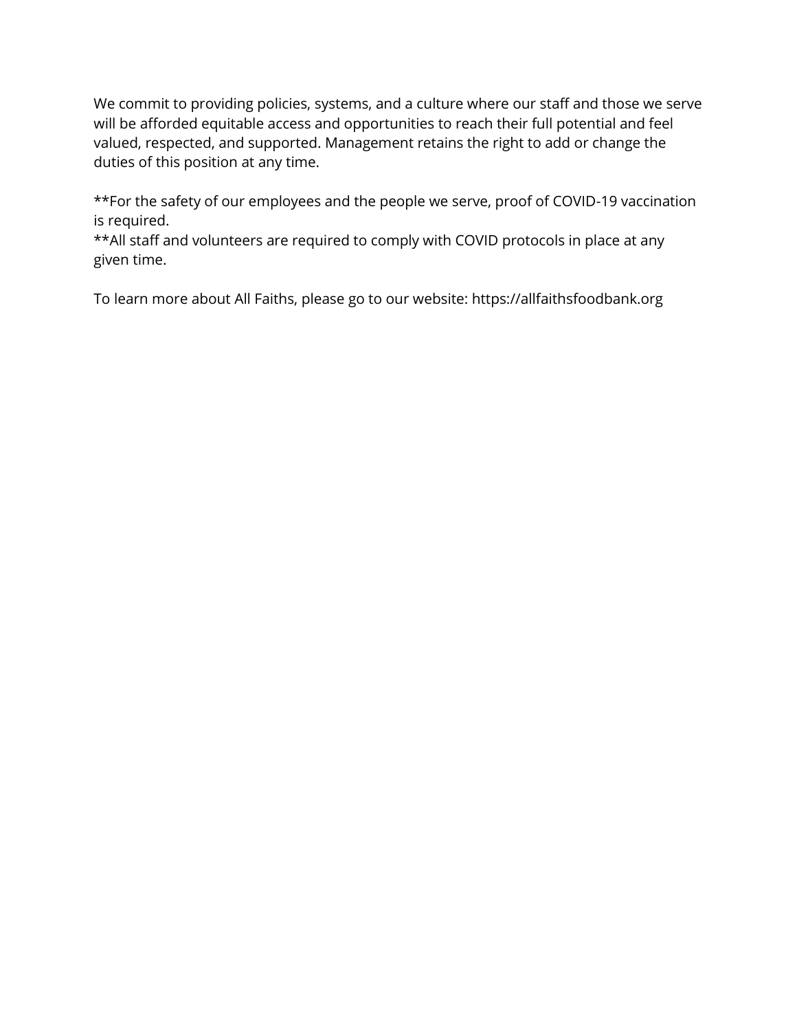We commit to providing policies, systems, and a culture where our staff and those we serve will be afforded equitable access and opportunities to reach their full potential and feel valued, respected, and supported. Management retains the right to add or change the duties of this position at any time.

**For the safety of our employees and the people we serve, proof of COVID-19 vaccination is required.
**All staff and volunteers are required to comply with COVID protocols in place at any given time.

To learn more about All Faiths, please go to our website: https://allfaithsfoodbank.org